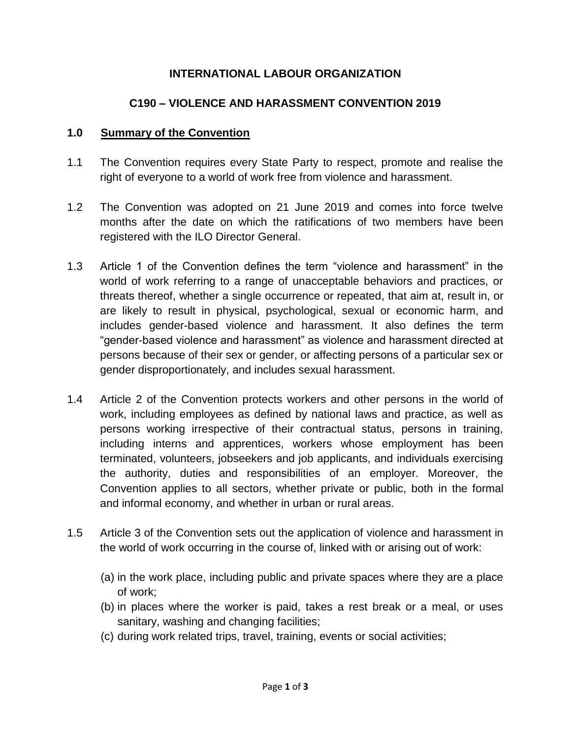**INTERNATIONAL LABOUR ORGANIZATION**

**C190 – VIOLENCE AND HARASSMENT CONVENTION 2019**

## 1.0 Summary of the Convention

1.1 The Convention requires every State Party to respect, promote and realise the right of everyone to a world of work free from violence and harassment.

1.2 The Convention was adopted on 21 June 2019 and comes into force twelve months after the date on which the ratifications of two members have been registered with the ILO Director General.

1.3 Article 1 of the Convention defines the term "violence and harassment" in the world of work referring to a range of unacceptable behaviors and practices, or threats thereof, whether a single occurrence or repeated, that aim at, result in, or are likely to result in physical, psychological, sexual or economic harm, and includes gender-based violence and harassment. It also defines the term "gender-based violence and harassment" as violence and harassment directed at persons because of their sex or gender, or affecting persons of a particular sex or gender disproportionately, and includes sexual harassment.

1.4 Article 2 of the Convention protects workers and other persons in the world of work, including employees as defined by national laws and practice, as well as persons working irrespective of their contractual status, persons in training, including interns and apprentices, workers whose employment has been terminated, volunteers, jobseekers and job applicants, and individuals exercising the authority, duties and responsibilities of an employer. Moreover, the Convention applies to all sectors, whether private or public, both in the formal and informal economy, and whether in urban or rural areas.

1.5 Article 3 of the Convention sets out the application of violence and harassment in the world of work occurring in the course of, linked with or arising out of work:

(a) in the work place, including public and private spaces where they are a place of work;
(b) in places where the worker is paid, takes a rest break or a meal, or uses sanitary, washing and changing facilities;
(c) during work related trips, travel, training, events or social activities;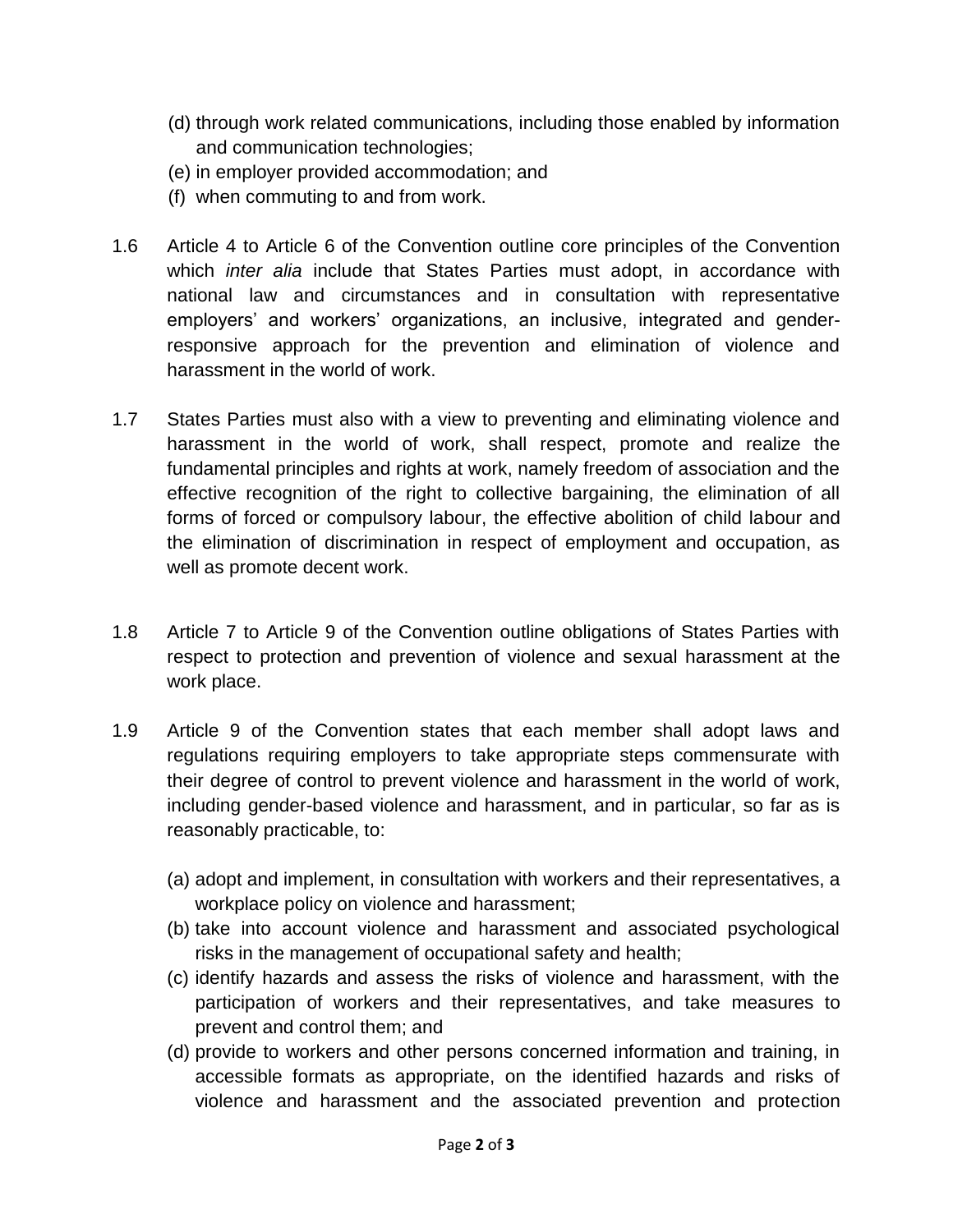(d) through work related communications, including those enabled by information and communication technologies;
(e) in employer provided accommodation; and
(f) when commuting to and from work.

1.6 Article 4 to Article 6 of the Convention outline core principles of the Convention which *inter alia* include that States Parties must adopt, in accordance with national law and circumstances and in consultation with representative employers' and workers' organizations, an inclusive, integrated and gender-responsive approach for the prevention and elimination of violence and harassment in the world of work.

1.7 States Parties must also with a view to preventing and eliminating violence and harassment in the world of work, shall respect, promote and realize the fundamental principles and rights at work, namely freedom of association and the effective recognition of the right to collective bargaining, the elimination of all forms of forced or compulsory labour, the effective abolition of child labour and the elimination of discrimination in respect of employment and occupation, as well as promote decent work.

1.8 Article 7 to Article 9 of the Convention outline obligations of States Parties with respect to protection and prevention of violence and sexual harassment at the work place.

1.9 Article 9 of the Convention states that each member shall adopt laws and regulations requiring employers to take appropriate steps commensurate with their degree of control to prevent violence and harassment in the world of work, including gender-based violence and harassment, and in particular, so far as is reasonably practicable, to:

(a) adopt and implement, in consultation with workers and their representatives, a workplace policy on violence and harassment;
(b) take into account violence and harassment and associated psychological risks in the management of occupational safety and health;
(c) identify hazards and assess the risks of violence and harassment, with the participation of workers and their representatives, and take measures to prevent and control them; and
(d) provide to workers and other persons concerned information and training, in accessible formats as appropriate, on the identified hazards and risks of violence and harassment and the associated prevention and protection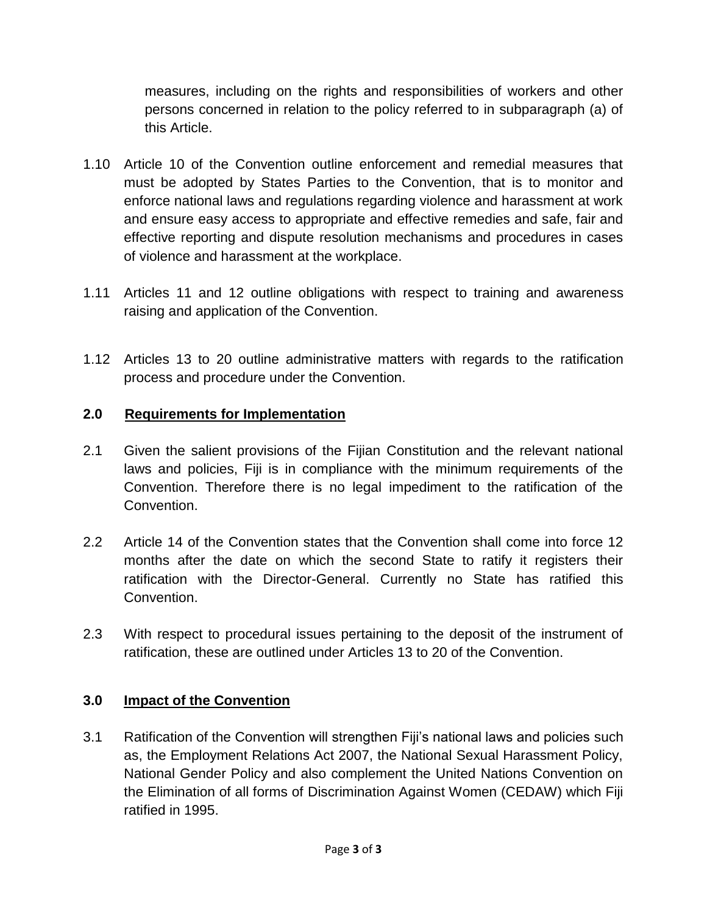measures, including on the rights and responsibilities of workers and other persons concerned in relation to the policy referred to in subparagraph (a) of this Article.

1.10 Article 10 of the Convention outline enforcement and remedial measures that must be adopted by States Parties to the Convention, that is to monitor and enforce national laws and regulations regarding violence and harassment at work and ensure easy access to appropriate and effective remedies and safe, fair and effective reporting and dispute resolution mechanisms and procedures in cases of violence and harassment at the workplace.

1.11 Articles 11 and 12 outline obligations with respect to training and awareness raising and application of the Convention.

1.12 Articles 13 to 20 outline administrative matters with regards to the ratification process and procedure under the Convention.

## 2.0 Requirements for Implementation

2.1 Given the salient provisions of the Fijian Constitution and the relevant national laws and policies, Fiji is in compliance with the minimum requirements of the Convention. Therefore there is no legal impediment to the ratification of the Convention.

2.2 Article 14 of the Convention states that the Convention shall come into force 12 months after the date on which the second State to ratify it registers their ratification with the Director-General. Currently no State has ratified this Convention.

2.3 With respect to procedural issues pertaining to the deposit of the instrument of ratification, these are outlined under Articles 13 to 20 of the Convention.

## 3.0 Impact of the Convention

3.1 Ratification of the Convention will strengthen Fiji's national laws and policies such as, the Employment Relations Act 2007, the National Sexual Harassment Policy, National Gender Policy and also complement the United Nations Convention on the Elimination of all forms of Discrimination Against Women (CEDAW) which Fiji ratified in 1995.